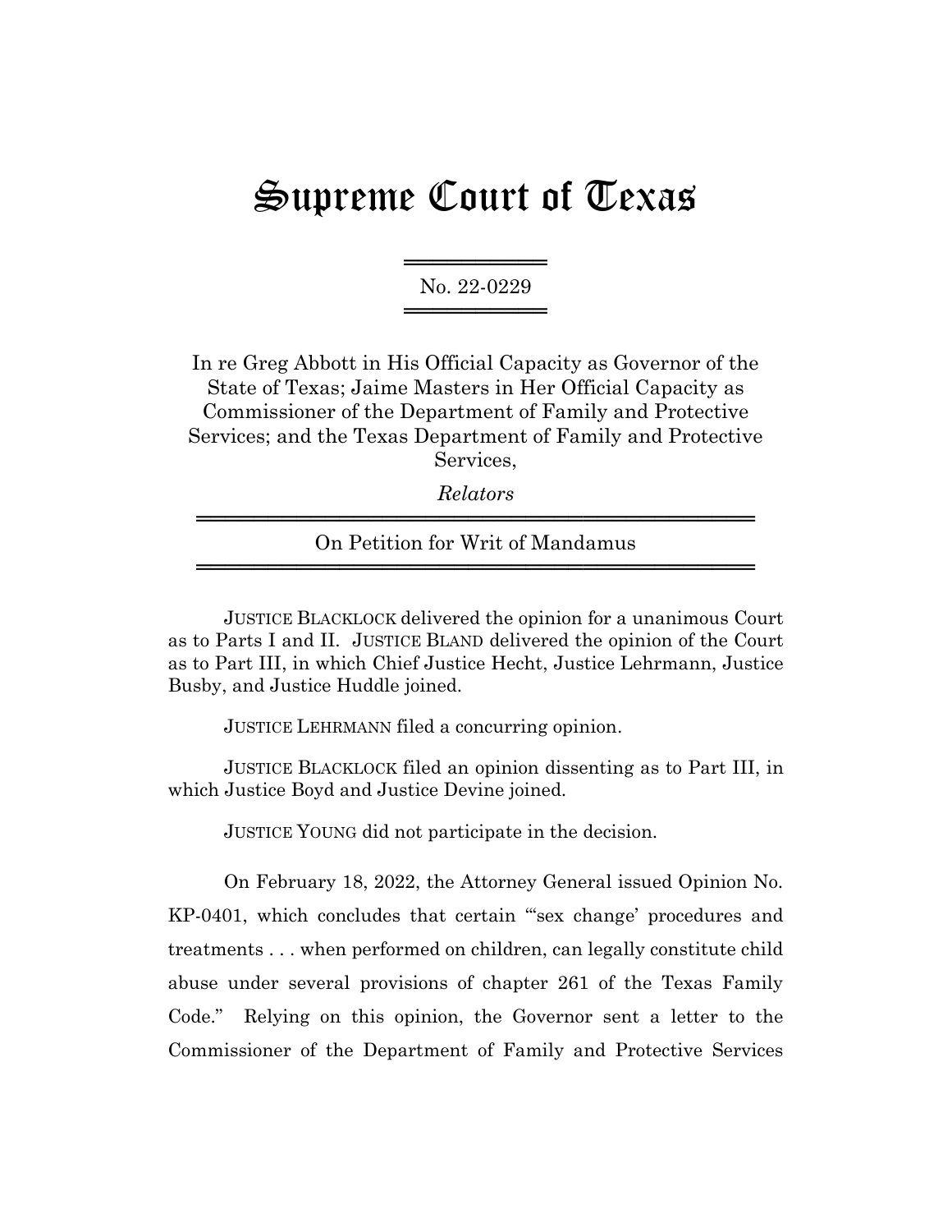# Supreme Court of Texas

No. 22-0229

In re Greg Abbott in His Official Capacity as Governor of the State of Texas; Jaime Masters in Her Official Capacity as Commissioner of the Department of Family and Protective Services; and the Texas Department of Family and Protective Services,

*Relators*

On Petition for Writ of Mandamus

JUSTICE BLACKLOCK delivered the opinion for a unanimous Court as to Parts I and II. JUSTICE BLAND delivered the opinion of the Court as to Part III, in which Chief Justice Hecht, Justice Lehrmann, Justice Busby, and Justice Huddle joined.

JUSTICE LEHRMANN filed a concurring opinion.

JUSTICE BLACKLOCK filed an opinion dissenting as to Part III, in which Justice Boyd and Justice Devine joined.

JUSTICE YOUNG did not participate in the decision.

On February 18, 2022, the Attorney General issued Opinion No. KP-0401, which concludes that certain "'sex change' procedures and treatments . . . when performed on children, can legally constitute child abuse under several provisions of chapter 261 of the Texas Family Code." Relying on this opinion, the Governor sent a letter to the Commissioner of the Department of Family and Protective Services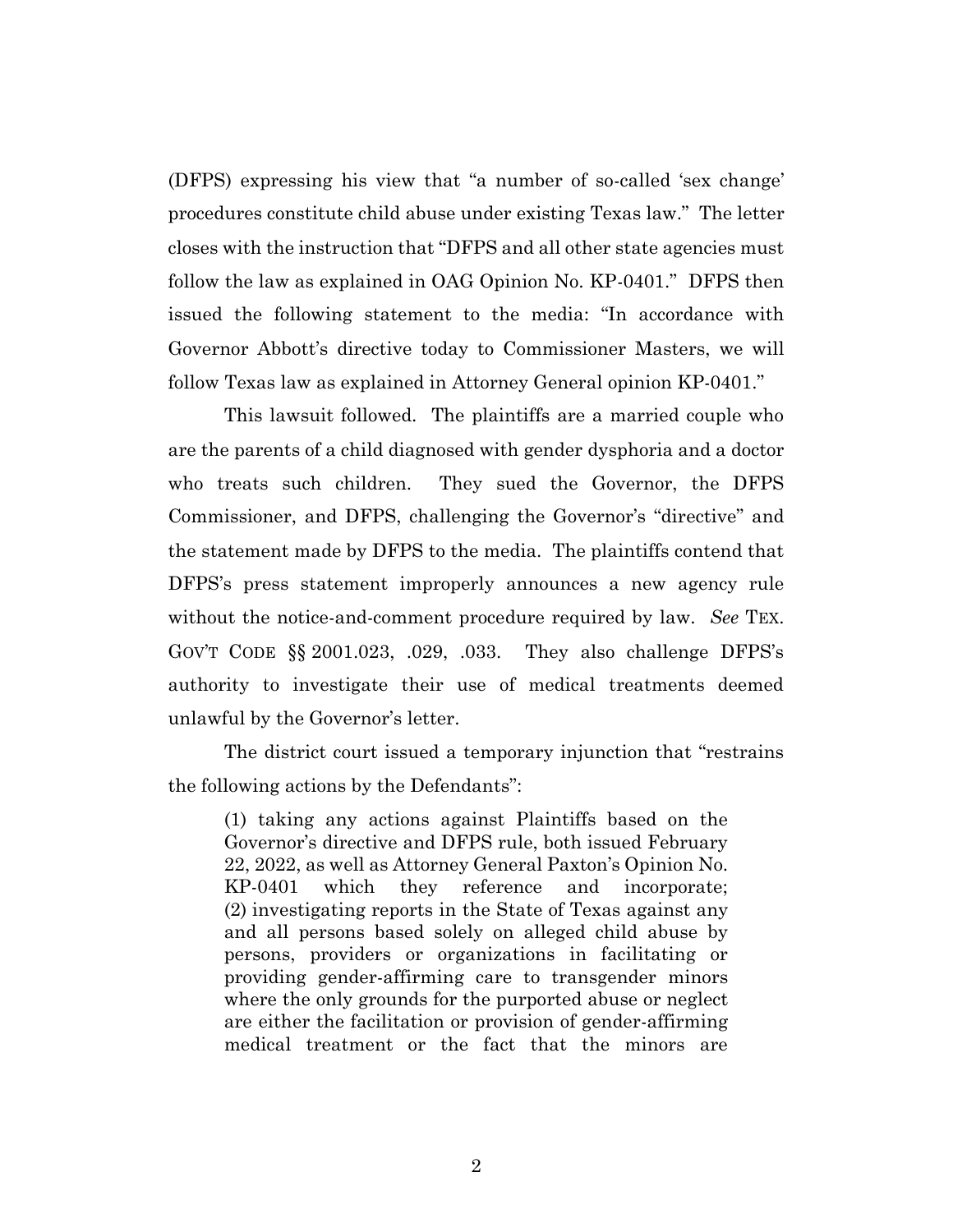(DFPS) expressing his view that "a number of so-called 'sex change' procedures constitute child abuse under existing Texas law." The letter closes with the instruction that "DFPS and all other state agencies must follow the law as explained in OAG Opinion No. KP-0401." DFPS then issued the following statement to the media: "In accordance with Governor Abbott's directive today to Commissioner Masters, we will follow Texas law as explained in Attorney General opinion KP-0401."

This lawsuit followed. The plaintiffs are a married couple who are the parents of a child diagnosed with gender dysphoria and a doctor who treats such children. They sued the Governor, the DFPS Commissioner, and DFPS, challenging the Governor's "directive" and the statement made by DFPS to the media. The plaintiffs contend that DFPS's press statement improperly announces a new agency rule without the notice-and-comment procedure required by law. *See* TEX. GOV'T CODE §§ 2001.023, .029, .033. They also challenge DFPS's authority to investigate their use of medical treatments deemed unlawful by the Governor's letter.

The district court issued a temporary injunction that "restrains the following actions by the Defendants":

> (1) taking any actions against Plaintiffs based on the Governor's directive and DFPS rule, both issued February 22, 2022, as well as Attorney General Paxton's Opinion No. KP-0401 which they reference and incorporate; (2) investigating reports in the State of Texas against any and all persons based solely on alleged child abuse by persons, providers or organizations in facilitating or providing gender-affirming care to transgender minors where the only grounds for the purported abuse or neglect are either the facilitation or provision of gender-affirming medical treatment or the fact that the minors are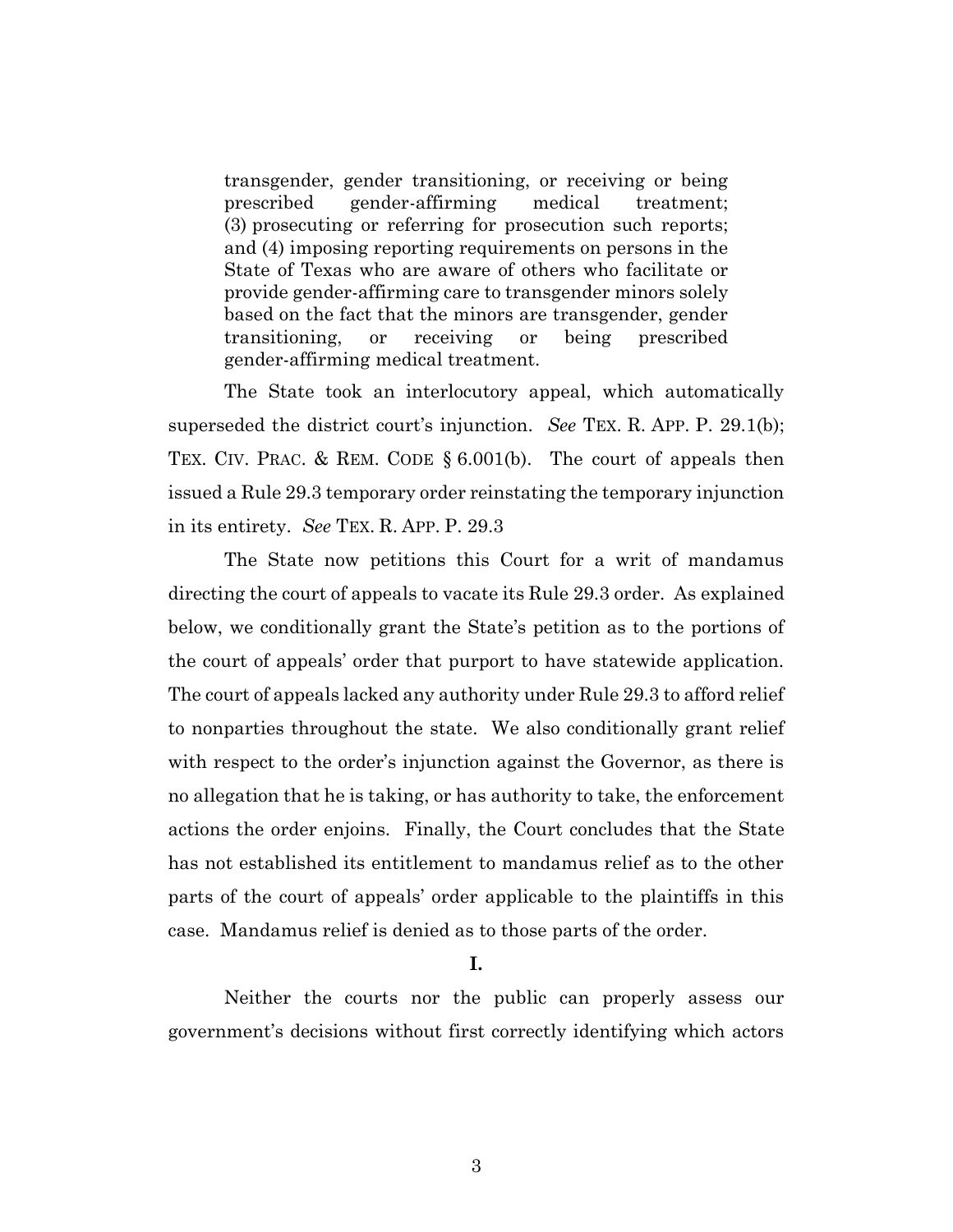> transgender, gender transitioning, or receiving or being prescribed gender-affirming medical treatment; (3) prosecuting or referring for prosecution such reports; and (4) imposing reporting requirements on persons in the State of Texas who are aware of others who facilitate or provide gender-affirming care to transgender minors solely based on the fact that the minors are transgender, gender transitioning, or receiving or being prescribed gender-affirming medical treatment.

The State took an interlocutory appeal, which automatically superseded the district court's injunction. *See* TEX. R. APP. P. 29.1(b); TEX. CIV. PRAC. & REM. CODE § 6.001(b). The court of appeals then issued a Rule 29.3 temporary order reinstating the temporary injunction in its entirety. *See* TEX. R. APP. P. 29.3

The State now petitions this Court for a writ of mandamus directing the court of appeals to vacate its Rule 29.3 order. As explained below, we conditionally grant the State's petition as to the portions of the court of appeals' order that purport to have statewide application. The court of appeals lacked any authority under Rule 29.3 to afford relief to nonparties throughout the state. We also conditionally grant relief with respect to the order's injunction against the Governor, as there is no allegation that he is taking, or has authority to take, the enforcement actions the order enjoins. Finally, the Court concludes that the State has not established its entitlement to mandamus relief as to the other parts of the court of appeals' order applicable to the plaintiffs in this case. Mandamus relief is denied as to those parts of the order.

## I.

Neither the courts nor the public can properly assess our government's decisions without first correctly identifying which actors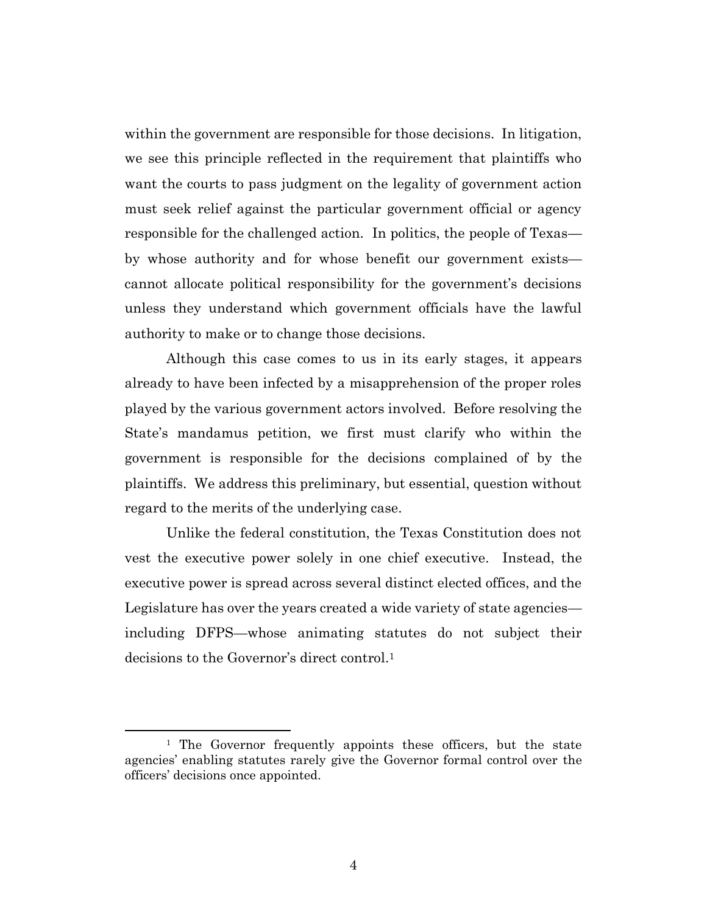within the government are responsible for those decisions. In litigation, we see this principle reflected in the requirement that plaintiffs who want the courts to pass judgment on the legality of government action must seek relief against the particular government official or agency responsible for the challenged action. In politics, the people of Texas—by whose authority and for whose benefit our government exists—cannot allocate political responsibility for the government's decisions unless they understand which government officials have the lawful authority to make or to change those decisions.

Although this case comes to us in its early stages, it appears already to have been infected by a misapprehension of the proper roles played by the various government actors involved. Before resolving the State's mandamus petition, we first must clarify who within the government is responsible for the decisions complained of by the plaintiffs. We address this preliminary, but essential, question without regard to the merits of the underlying case.

Unlike the federal constitution, the Texas Constitution does not vest the executive power solely in one chief executive. Instead, the executive power is spread across several distinct elected offices, and the Legislature has over the years created a wide variety of state agencies—including DFPS—whose animating statutes do not subject their decisions to the Governor's direct control.[1]

---

[1] The Governor frequently appoints these officers, but the state agencies' enabling statutes rarely give the Governor formal control over the officers' decisions once appointed.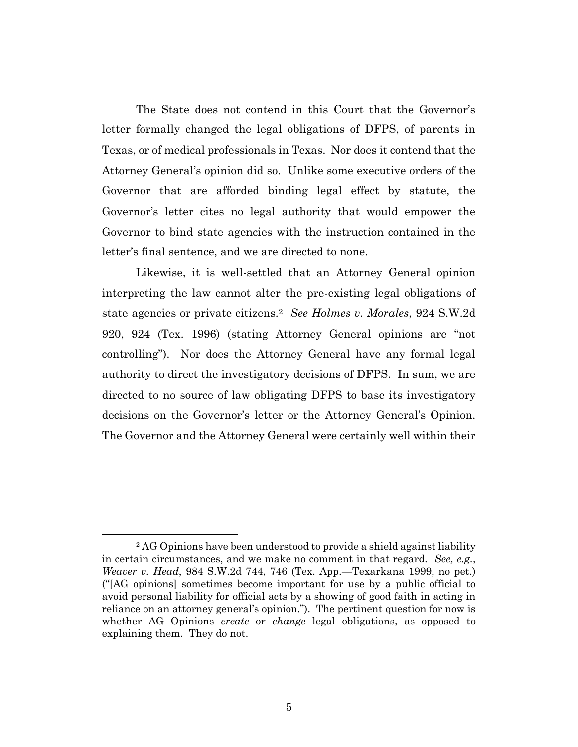The State does not contend in this Court that the Governor's letter formally changed the legal obligations of DFPS, of parents in Texas, or of medical professionals in Texas. Nor does it contend that the Attorney General's opinion did so. Unlike some executive orders of the Governor that are afforded binding legal effect by statute, the Governor's letter cites no legal authority that would empower the Governor to bind state agencies with the instruction contained in the letter's final sentence, and we are directed to none.

Likewise, it is well-settled that an Attorney General opinion interpreting the law cannot alter the pre-existing legal obligations of state agencies or private citizens.[2] *See Holmes v. Morales*, 924 S.W.2d 920, 924 (Tex. 1996) (stating Attorney General opinions are "not controlling"). Nor does the Attorney General have any formal legal authority to direct the investigatory decisions of DFPS. In sum, we are directed to no source of law obligating DFPS to base its investigatory decisions on the Governor's letter or the Attorney General's Opinion. The Governor and the Attorney General were certainly well within their

---

[2] AG Opinions have been understood to provide a shield against liability in certain circumstances, and we make no comment in that regard. *See, e.g.*, *Weaver v. Head*, 984 S.W.2d 744, 746 (Tex. App.—Texarkana 1999, no pet.) ("[AG opinions] sometimes become important for use by a public official to avoid personal liability for official acts by a showing of good faith in acting in reliance on an attorney general's opinion."). The pertinent question for now is whether AG Opinions *create* or *change* legal obligations, as opposed to explaining them. They do not.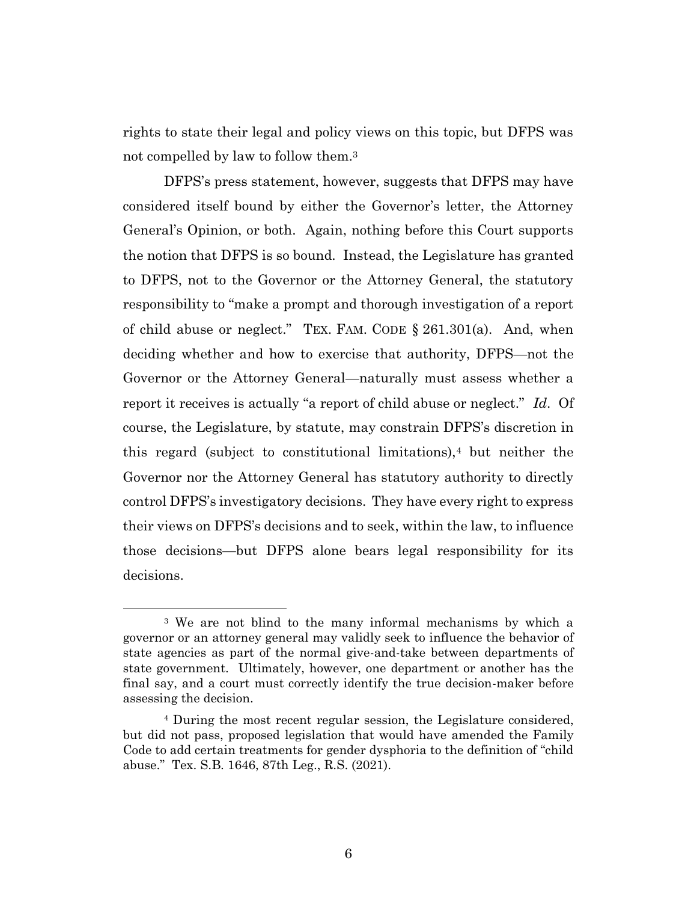rights to state their legal and policy views on this topic, but DFPS was not compelled by law to follow them.[3]

DFPS's press statement, however, suggests that DFPS may have considered itself bound by either the Governor's letter, the Attorney General's Opinion, or both. Again, nothing before this Court supports the notion that DFPS is so bound. Instead, the Legislature has granted to DFPS, not to the Governor or the Attorney General, the statutory responsibility to "make a prompt and thorough investigation of a report of child abuse or neglect." TEX. FAM. CODE § 261.301(a). And, when deciding whether and how to exercise that authority, DFPS—not the Governor or the Attorney General—naturally must assess whether a report it receives is actually "a report of child abuse or neglect." *Id*. Of course, the Legislature, by statute, may constrain DFPS's discretion in this regard (subject to constitutional limitations),[4] but neither the Governor nor the Attorney General has statutory authority to directly control DFPS's investigatory decisions. They have every right to express their views on DFPS's decisions and to seek, within the law, to influence those decisions—but DFPS alone bears legal responsibility for its decisions.

---

[3] We are not blind to the many informal mechanisms by which a governor or an attorney general may validly seek to influence the behavior of state agencies as part of the normal give-and-take between departments of state government. Ultimately, however, one department or another has the final say, and a court must correctly identify the true decision-maker before assessing the decision.

[4] During the most recent regular session, the Legislature considered, but did not pass, proposed legislation that would have amended the Family Code to add certain treatments for gender dysphoria to the definition of "child abuse." Tex. S.B. 1646, 87th Leg., R.S. (2021).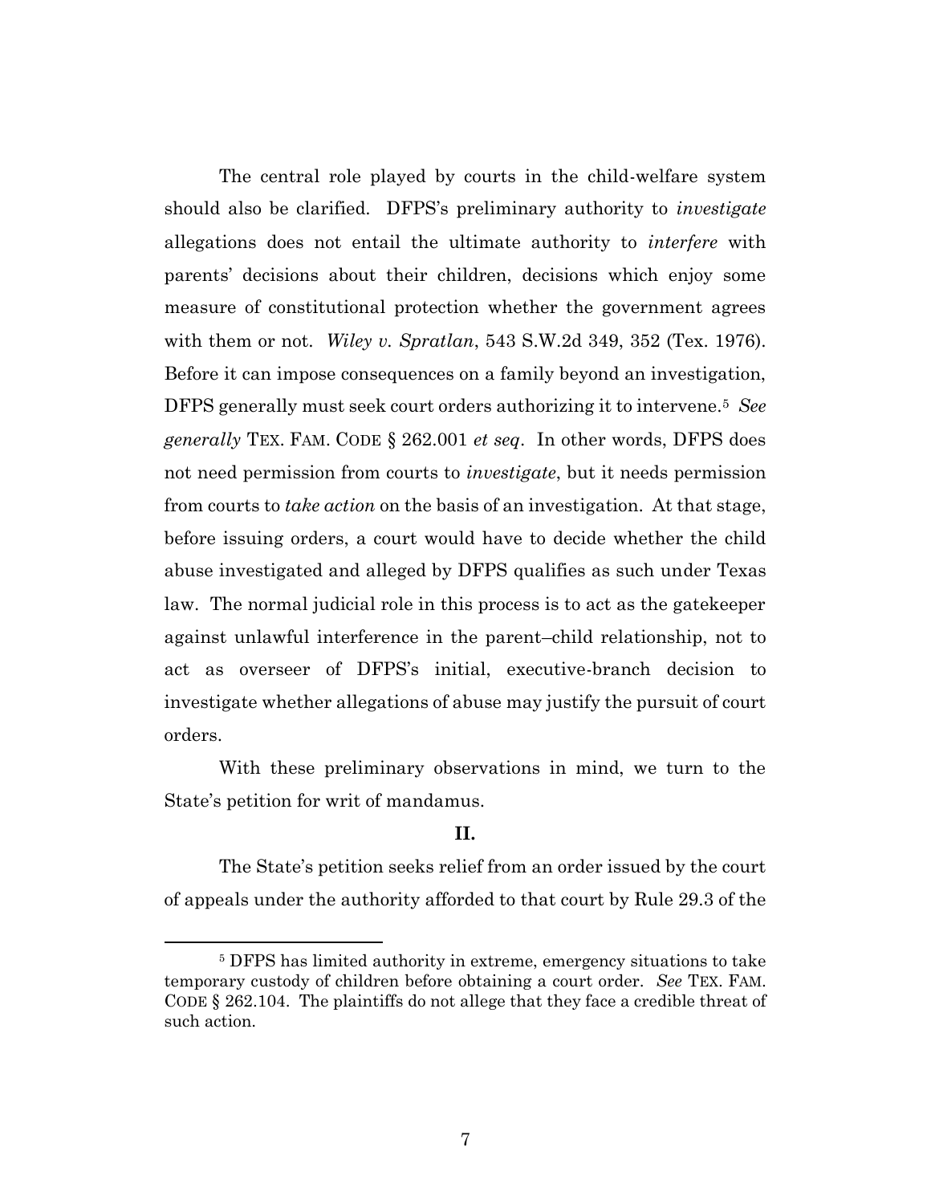The central role played by courts in the child-welfare system should also be clarified. DFPS's preliminary authority to *investigate* allegations does not entail the ultimate authority to *interfere* with parents' decisions about their children, decisions which enjoy some measure of constitutional protection whether the government agrees with them or not. *Wiley v. Spratlan*, 543 S.W.2d 349, 352 (Tex. 1976). Before it can impose consequences on a family beyond an investigation, DFPS generally must seek court orders authorizing it to intervene.[5] *See generally* TEX. FAM. CODE § 262.001 *et seq*. In other words, DFPS does not need permission from courts to *investigate*, but it needs permission from courts to *take action* on the basis of an investigation. At that stage, before issuing orders, a court would have to decide whether the child abuse investigated and alleged by DFPS qualifies as such under Texas law. The normal judicial role in this process is to act as the gatekeeper against unlawful interference in the parent–child relationship, not to act as overseer of DFPS's initial, executive-branch decision to investigate whether allegations of abuse may justify the pursuit of court orders.

With these preliminary observations in mind, we turn to the State's petition for writ of mandamus.

## II.

The State's petition seeks relief from an order issued by the court of appeals under the authority afforded to that court by Rule 29.3 of the

---

[5] DFPS has limited authority in extreme, emergency situations to take temporary custody of children before obtaining a court order. *See* TEX. FAM. CODE § 262.104. The plaintiffs do not allege that they face a credible threat of such action.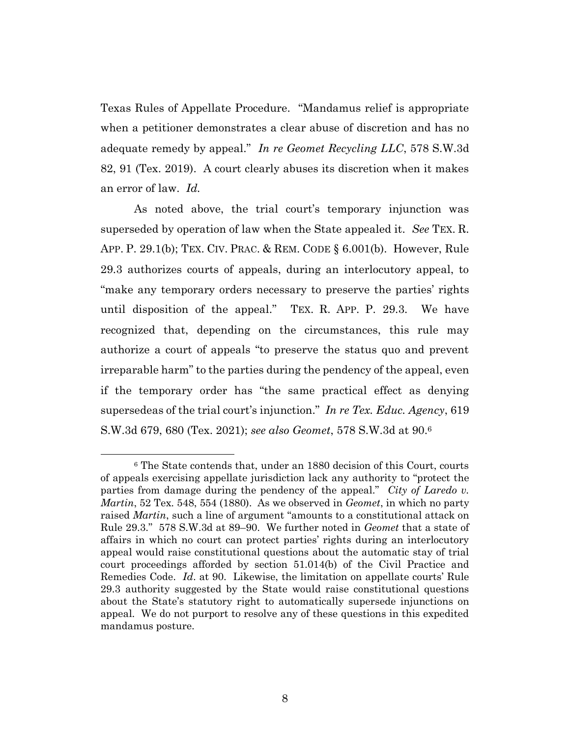Texas Rules of Appellate Procedure. "Mandamus relief is appropriate when a petitioner demonstrates a clear abuse of discretion and has no adequate remedy by appeal." *In re Geomet Recycling LLC*, 578 S.W.3d 82, 91 (Tex. 2019). A court clearly abuses its discretion when it makes an error of law. *Id.*

As noted above, the trial court's temporary injunction was superseded by operation of law when the State appealed it. *See* TEX. R. APP. P. 29.1(b); TEX. CIV. PRAC. & REM. CODE § 6.001(b). However, Rule 29.3 authorizes courts of appeals, during an interlocutory appeal, to "make any temporary orders necessary to preserve the parties' rights until disposition of the appeal." TEX. R. APP. P. 29.3. We have recognized that, depending on the circumstances, this rule may authorize a court of appeals "to preserve the status quo and prevent irreparable harm" to the parties during the pendency of the appeal, even if the temporary order has "the same practical effect as denying supersedeas of the trial court's injunction." *In re Tex. Educ. Agency*, 619 S.W.3d 679, 680 (Tex. 2021); *see also Geomet*, 578 S.W.3d at 90.[6]

---

[6] The State contends that, under an 1880 decision of this Court, courts of appeals exercising appellate jurisdiction lack any authority to "protect the parties from damage during the pendency of the appeal." *City of Laredo v. Martin*, 52 Tex. 548, 554 (1880). As we observed in *Geomet*, in which no party raised *Martin*, such a line of argument "amounts to a constitutional attack on Rule 29.3." 578 S.W.3d at 89–90. We further noted in *Geomet* that a state of affairs in which no court can protect parties' rights during an interlocutory appeal would raise constitutional questions about the automatic stay of trial court proceedings afforded by section 51.014(b) of the Civil Practice and Remedies Code. *Id*. at 90. Likewise, the limitation on appellate courts' Rule 29.3 authority suggested by the State would raise constitutional questions about the State's statutory right to automatically supersede injunctions on appeal. We do not purport to resolve any of these questions in this expedited mandamus posture.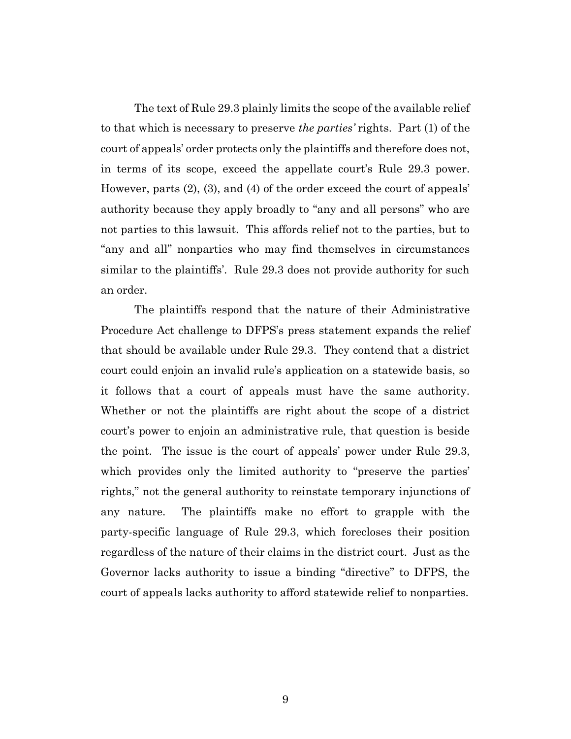The text of Rule 29.3 plainly limits the scope of the available relief to that which is necessary to preserve *the parties'* rights. Part (1) of the court of appeals' order protects only the plaintiffs and therefore does not, in terms of its scope, exceed the appellate court's Rule 29.3 power. However, parts (2), (3), and (4) of the order exceed the court of appeals' authority because they apply broadly to "any and all persons" who are not parties to this lawsuit. This affords relief not to the parties, but to "any and all" nonparties who may find themselves in circumstances similar to the plaintiffs'. Rule 29.3 does not provide authority for such an order.

The plaintiffs respond that the nature of their Administrative Procedure Act challenge to DFPS's press statement expands the relief that should be available under Rule 29.3. They contend that a district court could enjoin an invalid rule's application on a statewide basis, so it follows that a court of appeals must have the same authority. Whether or not the plaintiffs are right about the scope of a district court's power to enjoin an administrative rule, that question is beside the point. The issue is the court of appeals' power under Rule 29.3, which provides only the limited authority to "preserve the parties' rights," not the general authority to reinstate temporary injunctions of any nature. The plaintiffs make no effort to grapple with the party-specific language of Rule 29.3, which forecloses their position regardless of the nature of their claims in the district court. Just as the Governor lacks authority to issue a binding "directive" to DFPS, the court of appeals lacks authority to afford statewide relief to nonparties.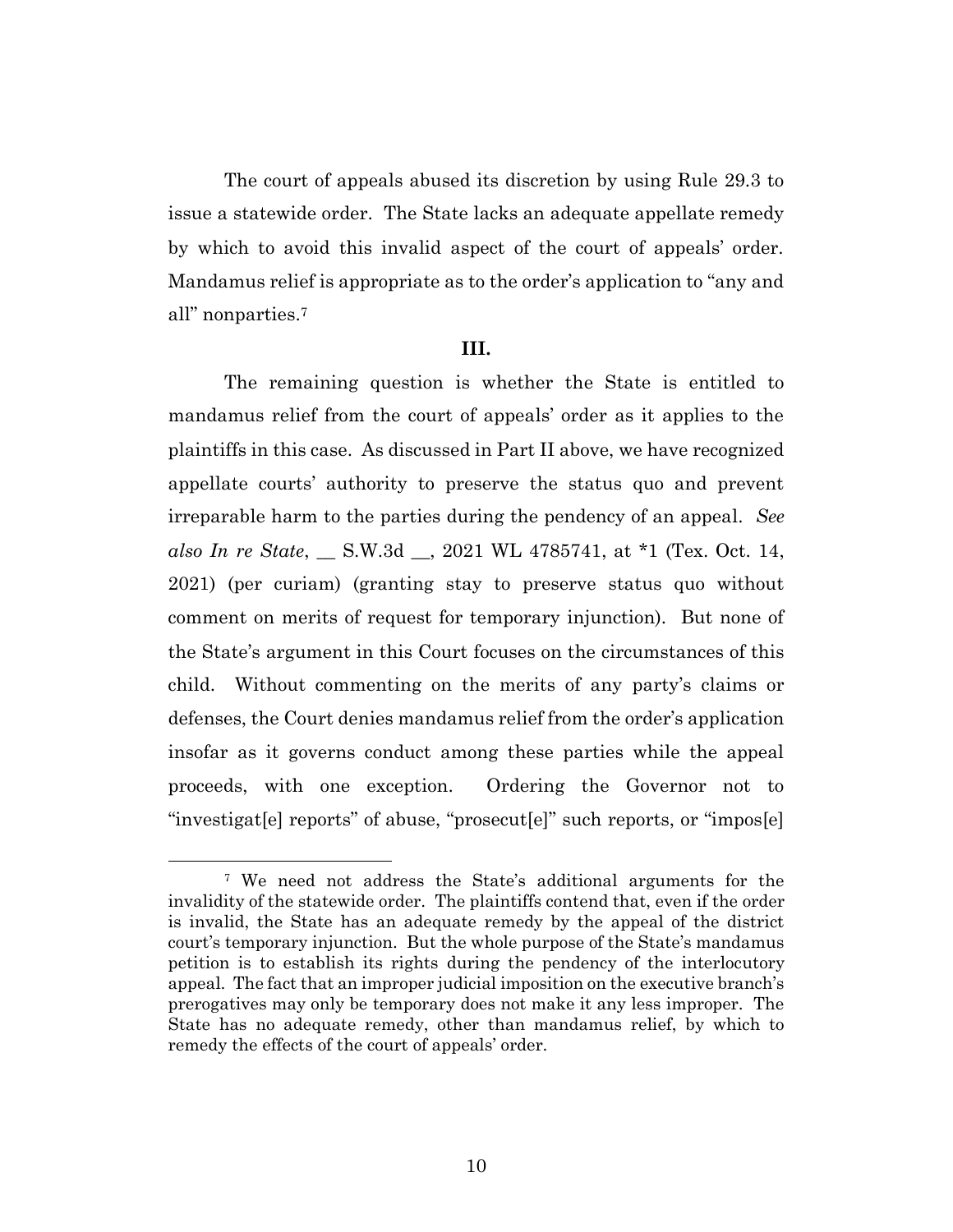The court of appeals abused its discretion by using Rule 29.3 to issue a statewide order. The State lacks an adequate appellate remedy by which to avoid this invalid aspect of the court of appeals' order. Mandamus relief is appropriate as to the order's application to "any and all" nonparties.[7]

## III.

The remaining question is whether the State is entitled to mandamus relief from the court of appeals' order as it applies to the plaintiffs in this case. As discussed in Part II above, we have recognized appellate courts' authority to preserve the status quo and prevent irreparable harm to the parties during the pendency of an appeal. *See also In re State*, __ S.W.3d __, 2021 WL 4785741, at *1 (Tex. Oct. 14, 2021) (per curiam) (granting stay to preserve status quo without comment on merits of request for temporary injunction). But none of the State's argument in this Court focuses on the circumstances of this child. Without commenting on the merits of any party's claims or defenses, the Court denies mandamus relief from the order's application insofar as it governs conduct among these parties while the appeal proceeds, with one exception. Ordering the Governor not to "investigat[e] reports" of abuse, "prosecut[e]" such reports, or "impos[e]

---

[7] We need not address the State's additional arguments for the invalidity of the statewide order. The plaintiffs contend that, even if the order is invalid, the State has an adequate remedy by the appeal of the district court's temporary injunction. But the whole purpose of the State's mandamus petition is to establish its rights during the pendency of the interlocutory appeal. The fact that an improper judicial imposition on the executive branch's prerogatives may only be temporary does not make it any less improper. The State has no adequate remedy, other than mandamus relief, by which to remedy the effects of the court of appeals' order.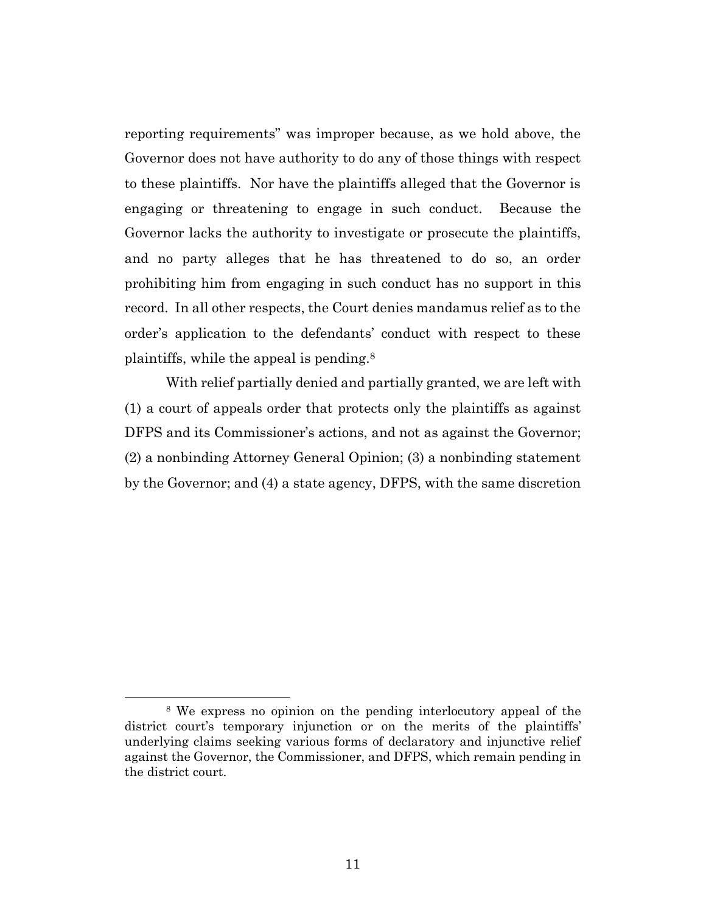reporting requirements" was improper because, as we hold above, the Governor does not have authority to do any of those things with respect to these plaintiffs. Nor have the plaintiffs alleged that the Governor is engaging or threatening to engage in such conduct. Because the Governor lacks the authority to investigate or prosecute the plaintiffs, and no party alleges that he has threatened to do so, an order prohibiting him from engaging in such conduct has no support in this record. In all other respects, the Court denies mandamus relief as to the order's application to the defendants' conduct with respect to these plaintiffs, while the appeal is pending.[8]

With relief partially denied and partially granted, we are left with (1) a court of appeals order that protects only the plaintiffs as against DFPS and its Commissioner's actions, and not as against the Governor; (2) a nonbinding Attorney General Opinion; (3) a nonbinding statement by the Governor; and (4) a state agency, DFPS, with the same discretion

[8] We express no opinion on the pending interlocutory appeal of the district court's temporary injunction or on the merits of the plaintiffs' underlying claims seeking various forms of declaratory and injunctive relief against the Governor, the Commissioner, and DFPS, which remain pending in the district court.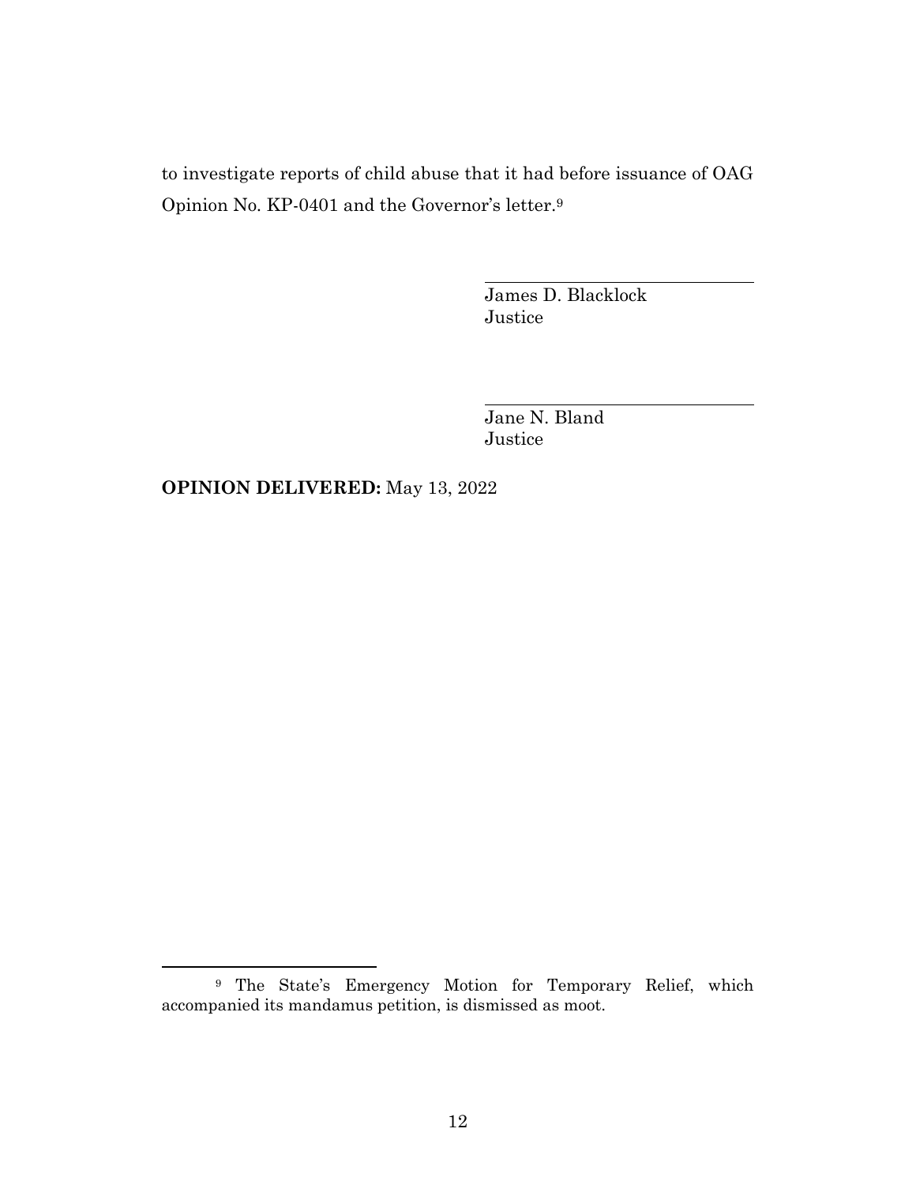to investigate reports of child abuse that it had before issuance of OAG Opinion No. KP-0401 and the Governor's letter.[9]

James D. Blacklock
Justice

Jane N. Bland
Justice

**OPINION DELIVERED:** May 13, 2022

[9] The State's Emergency Motion for Temporary Relief, which accompanied its mandamus petition, is dismissed as moot.